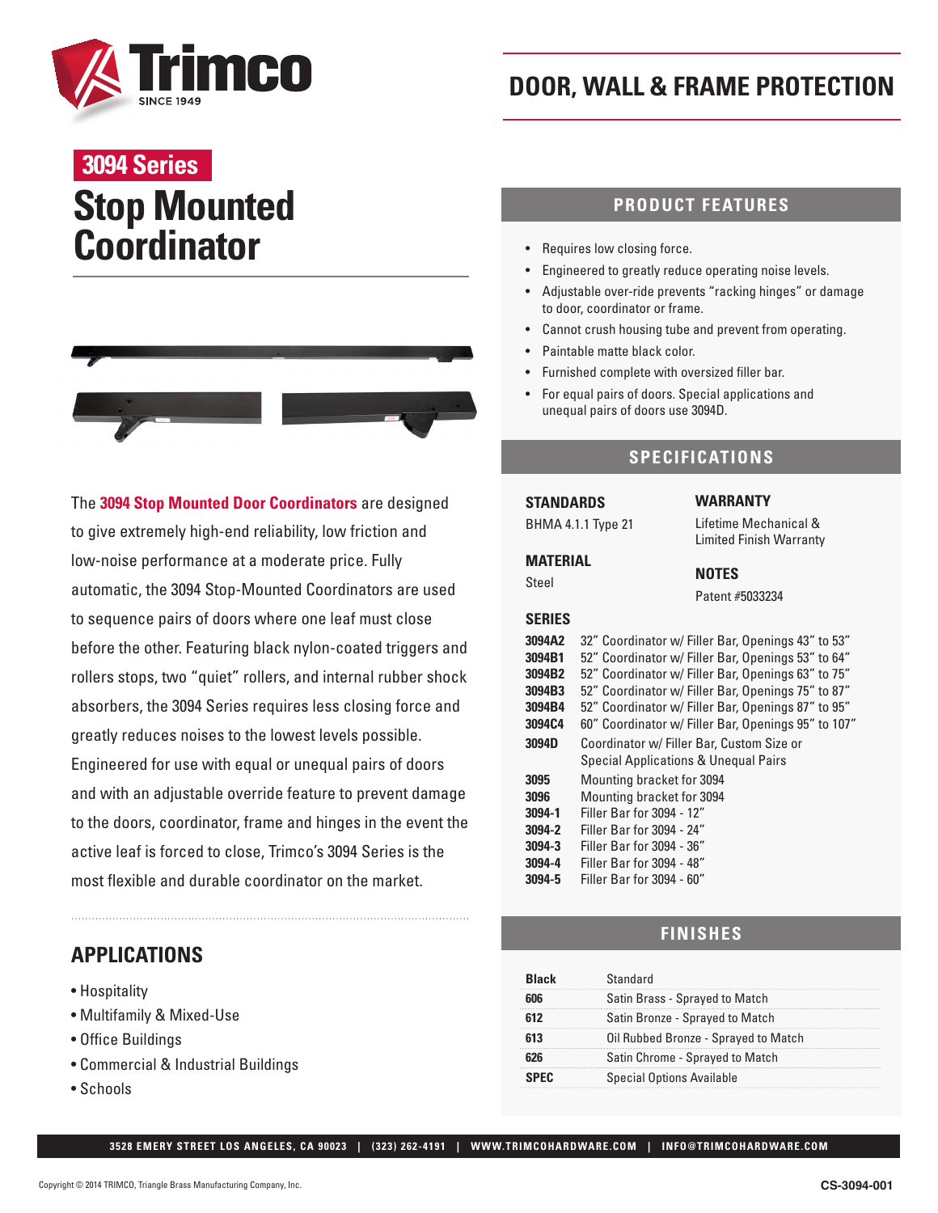# Trimco

SINCE 1949

## DOOR, WALL & FRAME PROTECTION

**3094 Series**

# Stop Mounted Coordinator

The **3094 Stop Mounted Door Coordinators** are designed to give extremely high-end reliability, low friction and low-noise performance at a moderate price. Fully automatic, the 3094 Stop-Mounted Coordinators are used to sequence pairs of doors where one leaf must close before the other. Featuring black nylon-coated triggers and rollers stops, two "quiet" rollers, and internal rubber shock absorbers, the 3094 Series requires less closing force and greatly reduces noises to the lowest levels possible. Engineered for use with equal or unequal pairs of doors and with an adjustable override feature to prevent damage to the doors, coordinator, frame and hinges in the event the active leaf is forced to close, Trimco's 3094 Series is the most flexible and durable coordinator on the market.

## APPLICATIONS

- Hospitality
- Multifamily & Mixed-Use
- Office Buildings
- Commercial & Industrial Buildings
- Schools

## PRODUCT FEATURES

- Requires low closing force.
- Engineered to greatly reduce operating noise levels.
- Adjustable over-ride prevents "racking hinges" or damage to door, coordinator or frame.
- Cannot crush housing tube and prevent from operating.
- Paintable matte black color.
- Furnished complete with oversized filler bar.
- For equal pairs of doors. Special applications and unequal pairs of doors use 3094D.

## SPECIFICATIONS

**STANDARDS**
BHMA 4.1.1 Type 21

**MATERIAL**
Steel

**WARRANTY**
Lifetime Mechanical & Limited Finish Warranty

**NOTES**
Patent #5033234

**SERIES**

| | |
|---|---|
| **3094A2** | 32" Coordinator w/ Filler Bar, Openings 43" to 53" |
| **3094B1** | 52" Coordinator w/ Filler Bar, Openings 53" to 64" |
| **3094B2** | 52" Coordinator w/ Filler Bar, Openings 63" to 75" |
| **3094B3** | 52" Coordinator w/ Filler Bar, Openings 75" to 87" |
| **3094B4** | 52" Coordinator w/ Filler Bar, Openings 87" to 95" |
| **3094C4** | 60" Coordinator w/ Filler Bar, Openings 95" to 107" |
| **3094D** | Coordinator w/ Filler Bar, Custom Size or Special Applications & Unequal Pairs |
| **3095** | Mounting bracket for 3094 |
| **3096** | Mounting bracket for 3094 |
| **3094-1** | Filler Bar for 3094 - 12" |
| **3094-2** | Filler Bar for 3094 - 24" |
| **3094-3** | Filler Bar for 3094 - 36" |
| **3094-4** | Filler Bar for 3094 - 48" |
| **3094-5** | Filler Bar for 3094 - 60" |

## FINISHES

| | |
|---|---|
| **Black** | Standard |
| **606** | Satin Brass - Sprayed to Match |
| **612** | Satin Bronze - Sprayed to Match |
| **613** | Oil Rubbed Bronze - Sprayed to Match |
| **626** | Satin Chrome - Sprayed to Match |
| **SPEC** | Special Options Available |

3528 EMERY STREET LOS ANGELES, CA 90023 | (323) 262-4191 | WWW.TRIMCOHARDWARE.COM | INFO@TRIMCOHARDWARE.COM

Copyright © 2014 TRIMCO, Triangle Brass Manufacturing Company, Inc.

CS-3094-001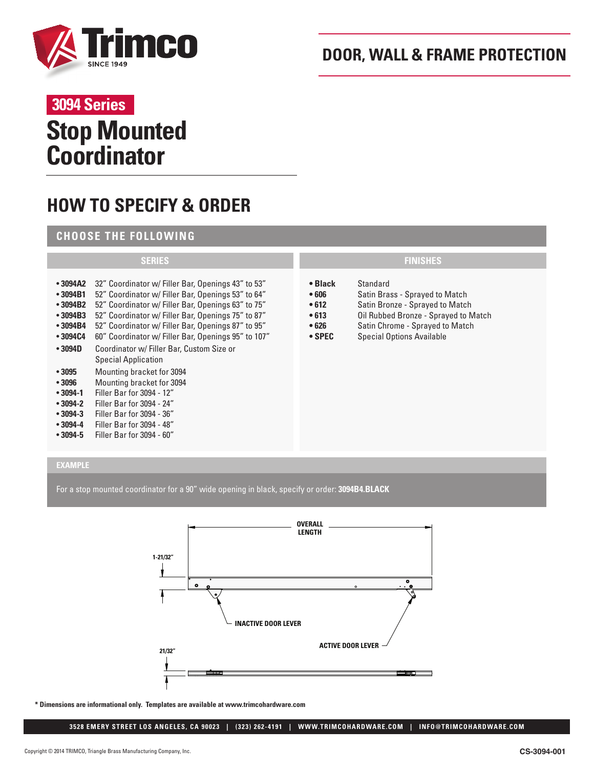DOOR, WALL & FRAME PROTECTION

3094 Series

# Stop Mounted Coordinator

## HOW TO SPECIFY & ORDER

### CHOOSE THE FOLLOWING

**SERIES**

| | |
|---|---|
| **• 3094A2** | 32" Coordinator w/ Filler Bar, Openings 43" to 53" |
| **• 3094B1** | 52" Coordinator w/ Filler Bar, Openings 53" to 64" |
| **• 3094B2** | 52" Coordinator w/ Filler Bar, Openings 63" to 75" |
| **• 3094B3** | 52" Coordinator w/ Filler Bar, Openings 75" to 87" |
| **• 3094B4** | 52" Coordinator w/ Filler Bar, Openings 87" to 95" |
| **• 3094C4** | 60" Coordinator w/ Filler Bar, Openings 95" to 107" |
| **• 3094D** | Coordinator w/ Filler Bar, Custom Size or Special Application |
| **• 3095** | Mounting bracket for 3094 |
| **• 3096** | Mounting bracket for 3094 |
| **• 3094-1** | Filler Bar for 3094 - 12" |
| **• 3094-2** | Filler Bar for 3094 - 24" |
| **• 3094-3** | Filler Bar for 3094 - 36" |
| **• 3094-4** | Filler Bar for 3094 - 48" |
| **• 3094-5** | Filler Bar for 3094 - 60" |

**FINISHES**

| | |
|---|---|
| **• Black** | Standard |
| **• 606** | Satin Brass - Sprayed to Match |
| **• 612** | Satin Bronze - Sprayed to Match |
| **• 613** | Oil Rubbed Bronze - Sprayed to Match |
| **• 626** | Satin Chrome - Sprayed to Match |
| **• SPEC** | Special Options Available |

**EXAMPLE**

For a stop mounted coordinator for a 90" wide opening in black, specify or order: **3094B4.BLACK**

OVERALL LENGTH

1-21/32"

INACTIVE DOOR LEVER

ACTIVE DOOR LEVER

21/32"

**\* Dimensions are informational only. Templates are available at www.trimcohardware.com**

3528 EMERY STREET LOS ANGELES, CA 90023 | (323) 262-4191 | WWW.TRIMCOHARDWARE.COM | INFO@TRIMCOHARDWARE.COM

Copyright © 2014 TRIMCO, Triangle Brass Manufacturing Company, Inc.

CS-3094-001